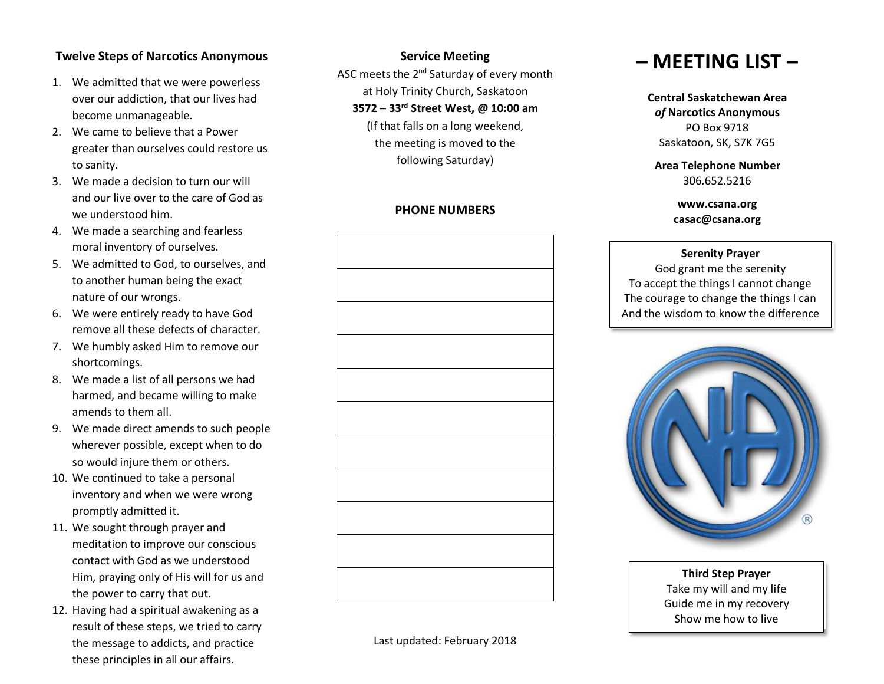## Twelve Steps of Narcotics Anonymous

1. We admitted that we were powerless over our addiction, that our lives had become unmanageable.
2. We came to believe that a Power greater than ourselves could restore us to sanity.
3. We made a decision to turn our will and our live over to the care of God as we understood him.
4. We made a searching and fearless moral inventory of ourselves.
5. We admitted to God, to ourselves, and to another human being the exact nature of our wrongs.
6. We were entirely ready to have God remove all these defects of character.
7. We humbly asked Him to remove our shortcomings.
8. We made a list of all persons we had harmed, and became willing to make amends to them all.
9. We made direct amends to such people wherever possible, except when to do so would injure them or others.
10. We continued to take a personal inventory and when we were wrong promptly admitted it.
11. We sought through prayer and meditation to improve our conscious contact with God as we understood Him, praying only of His will for us and the power to carry that out.
12. Having had a spiritual awakening as a result of these steps, we tried to carry the message to addicts, and practice these principles in all our affairs.

## Service Meeting

ASC meets the 2nd Saturday of every month
at Holy Trinity Church, Saskatoon
**3572 – 33rd Street West, @ 10:00 am**
(If that falls on a long weekend,
the meeting is moved to the
following Saturday)

## PHONE NUMBERS

| |
|---|
| |
| |
| |
| |
| |
| |
| |
| |
| |
| |
| |

Last updated: February 2018

# – MEETING LIST –

**Central Saskatchewan Area**
***of* Narcotics Anonymous**
PO Box 9718
Saskatoon, SK, S7K 7G5

**Area Telephone Number**
306.652.5216

**www.csana.org**
**casac@csana.org**

**Serenity Prayer**
God grant me the serenity
To accept the things I cannot change
The courage to change the things I can
And the wisdom to know the difference

**Third Step Prayer**
Take my will and my life
Guide me in my recovery
Show me how to live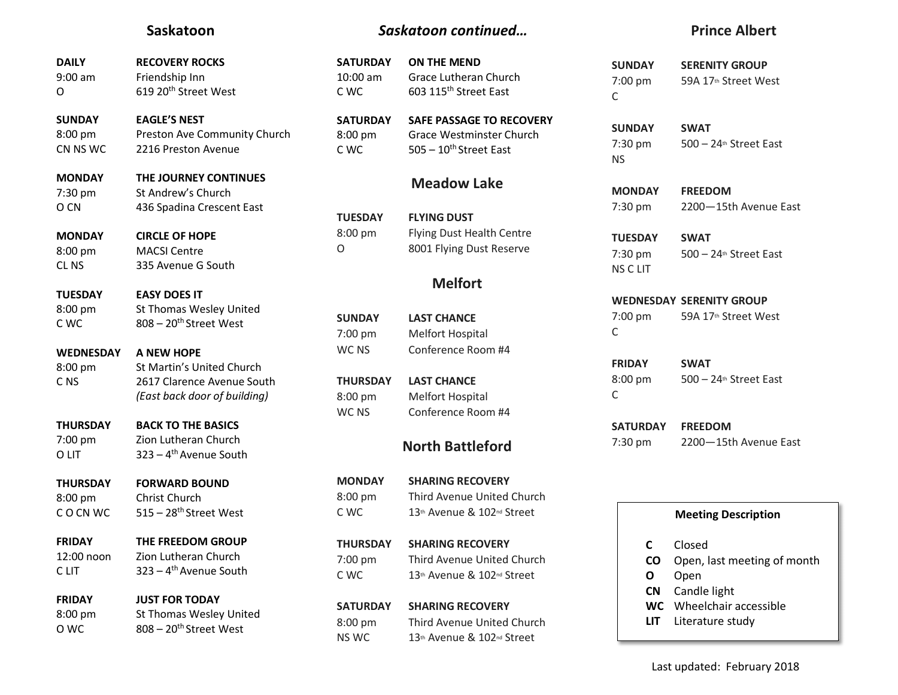## Saskatoon

**DAILY** — **RECOVERY ROCKS**
9:00 am
O
Friendship Inn
619 20th Street West

**SUNDAY** — **EAGLE'S NEST**
8:00 pm
CN NS WC
Preston Ave Community Church
2216 Preston Avenue

**MONDAY** — **THE JOURNEY CONTINUES**
7:30 pm
O CN
St Andrew's Church
436 Spadina Crescent East

**MONDAY** — **CIRCLE OF HOPE**
8:00 pm
CL NS
MACSI Centre
335 Avenue G South

**TUESDAY** — **EASY DOES IT**
8:00 pm
C WC
St Thomas Wesley United
808 – 20th Street West

**WEDNESDAY** — **A NEW HOPE**
8:00 pm
C NS
St Martin's United Church
2617 Clarence Avenue South
*(East back door of building)*

**THURSDAY** — **BACK TO THE BASICS**
7:00 pm
O LIT
Zion Lutheran Church
323 – 4th Avenue South

**THURSDAY** — **FORWARD BOUND**
8:00 pm
C O CN WC
Christ Church
515 – 28th Street West

**FRIDAY** — **THE FREEDOM GROUP**
12:00 noon
C LIT
Zion Lutheran Church
323 – 4th Avenue South

**FRIDAY** — **JUST FOR TODAY**
8:00 pm
O WC
St Thomas Wesley United
808 – 20th Street West

## *Saskatoon continued…*

**SATURDAY** — **ON THE MEND**
10:00 am
C WC
Grace Lutheran Church
603 115th Street East

**SATURDAY** — **SAFE PASSAGE TO RECOVERY**
8:00 pm
C WC
Grace Westminster Church
505 – 10th Street East

## Meadow Lake

**TUESDAY** — **FLYING DUST**
8:00 pm
O
Flying Dust Health Centre
8001 Flying Dust Reserve

## Melfort

**SUNDAY** — **LAST CHANCE**
7:00 pm
WC NS
Melfort Hospital
Conference Room #4

**THURSDAY** — **LAST CHANCE**
8:00 pm
WC NS
Melfort Hospital
Conference Room #4

## North Battleford

**MONDAY** — **SHARING RECOVERY**
8:00 pm
C WC
Third Avenue United Church
13th Avenue & 102nd Street

**THURSDAY** — **SHARING RECOVERY**
7:00 pm
C WC
Third Avenue United Church
13th Avenue & 102nd Street

**SATURDAY** — **SHARING RECOVERY**
8:00 pm
NS WC
Third Avenue United Church
13th Avenue & 102nd Street

## Prince Albert

**SUNDAY** — **SERENITY GROUP**
7:00 pm
C
59A 17th Street West

**SUNDAY** — **SWAT**
7:30 pm
NS
500 – 24th Street East

**MONDAY** — **FREEDOM**
7:30 pm
2200—15th Avenue East

**TUESDAY** — **SWAT**
7:30 pm
NS C LIT
500 – 24th Street East

**WEDNESDAY** — **SERENITY GROUP**
7:00 pm
C
59A 17th Street West

**FRIDAY** — **SWAT**
8:00 pm
C
500 – 24th Street East

**SATURDAY** — **FREEDOM**
7:30 pm
2200—15th Avenue East

### Meeting Description

- **C** Closed
- **CO** Open, last meeting of month
- **O** Open
- **CN** Candle light
- **WC** Wheelchair accessible
- **LIT** Literature study

Last updated: February 2018